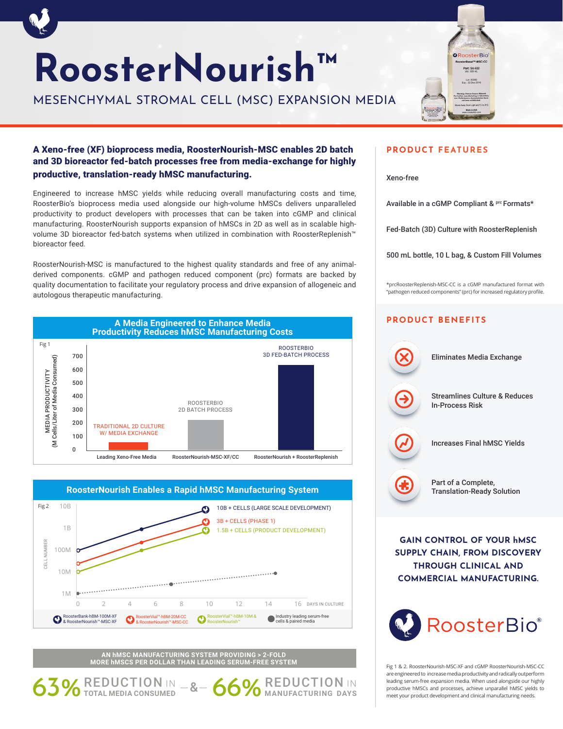# RoosterNourish™

## MESENCHYMAL STROMAL CELL (MSC) EXPANSION MEDIA

**A Xeno-free (XF) bioprocess media, RoosterNourish-MSC enables 2D batch and 3D bioreactor fed-batch processes free from media-exchange for highly productive, translation-ready hMSC manufacturing.**

Engineered to increase hMSC yields while reducing overall manufacturing costs and time, RoosterBio's bioprocess media used alongside our high-volume hMSCs delivers unparalleled productivity to product developers with processes that can be taken into cGMP and clinical manufacturing. RoosterNourish supports expansion of hMSCs in 2D as well as in scalable high-volume 3D bioreactor fed-batch systems when utilized in combination with RoosterReplenish™ bioreactor feed.

RoosterNourish-MSC is manufactured to the highest quality standards and free of any animal-derived components. cGMP and pathogen reduced component (prc) formats are backed by quality documentation to facilitate your regulatory process and drive expansion of allogeneic and autologous therapeutic manufacturing.

### A Media Engineered to Enhance Media Productivity Reduces hMSC Manufacturing Costs

Fig 1

MEDIA PRODUCTIVITY (M Cells/Liter of Media Consumed)

- TRADITIONAL 2D CULTURE W/ MEDIA EXCHANGE — Leading Xeno-Free Media
- ROOSTERBIO 2D BATCH PROCESS — RoosterNourish-MSC-XF/CC
- ROOSTERBIO 3D FED-BATCH PROCESS — RoosterNourish + RoosterReplenish

### RoosterNourish Enables a Rapid hMSC Manufacturing System

Fig 2

CELL NUMBER vs. DAYS IN CULTURE

- 10B + CELLS (LARGE SCALE DEVELOPMENT) — RoosterBank-hBM-100M-XF & RoosterNourish™-MSC-XF
- 3B + CELLS (PHASE 1) — RoosterVial™-hBM-20M-CC & RoosterNourish™-MSC-CC
- 1.5B + CELLS (PRODUCT DEVELOPMENT) — RoosterVial™-hBM-10M & RoosterNourish™
- Industry leading serum-free cells & paired media

**AN hMSC MANUFACTURING SYSTEM PROVIDING > 2-FOLD MORE hMSCS PER DOLLAR THAN LEADING SERUM-FREE SYSTEM**

**63%** REDUCTION IN TOTAL MEDIA CONSUMED — & — **66%** REDUCTION IN MANUFACTURING DAYS

## PRODUCT FEATURES

- Xeno-free
- Available in a cGMP Compliant & prc Formats*
- Fed-Batch (3D) Culture with RoosterReplenish
- 500 mL bottle, 10 L bag, & Custom Fill Volumes

*prcRoosterReplenish-MSC-CC is a cGMP manufactured format with "pathogen reduced components" (prc) for increased regulatory profile.

## PRODUCT BENEFITS

- Eliminates Media Exchange
- Streamlines Culture & Reduces In-Process Risk
- Increases Final hMSC Yields
- Part of a Complete, Translation-Ready Solution

**GAIN CONTROL OF YOUR hMSC SUPPLY CHAIN, FROM DISCOVERY THROUGH CLINICAL AND COMMERCIAL MANUFACTURING.**

RoosterBio®

Fig 1 & 2. RoosterNourish-MSC-XF and cGMP RoosterNourish-MSC-CC are engineered to increase media productivity and radically outperform leading serum-free expansion media. When used alongside our highly productive hMSCs and processes, achieve unparalleled hMSC yields to meet your product development and clinical manufacturing needs.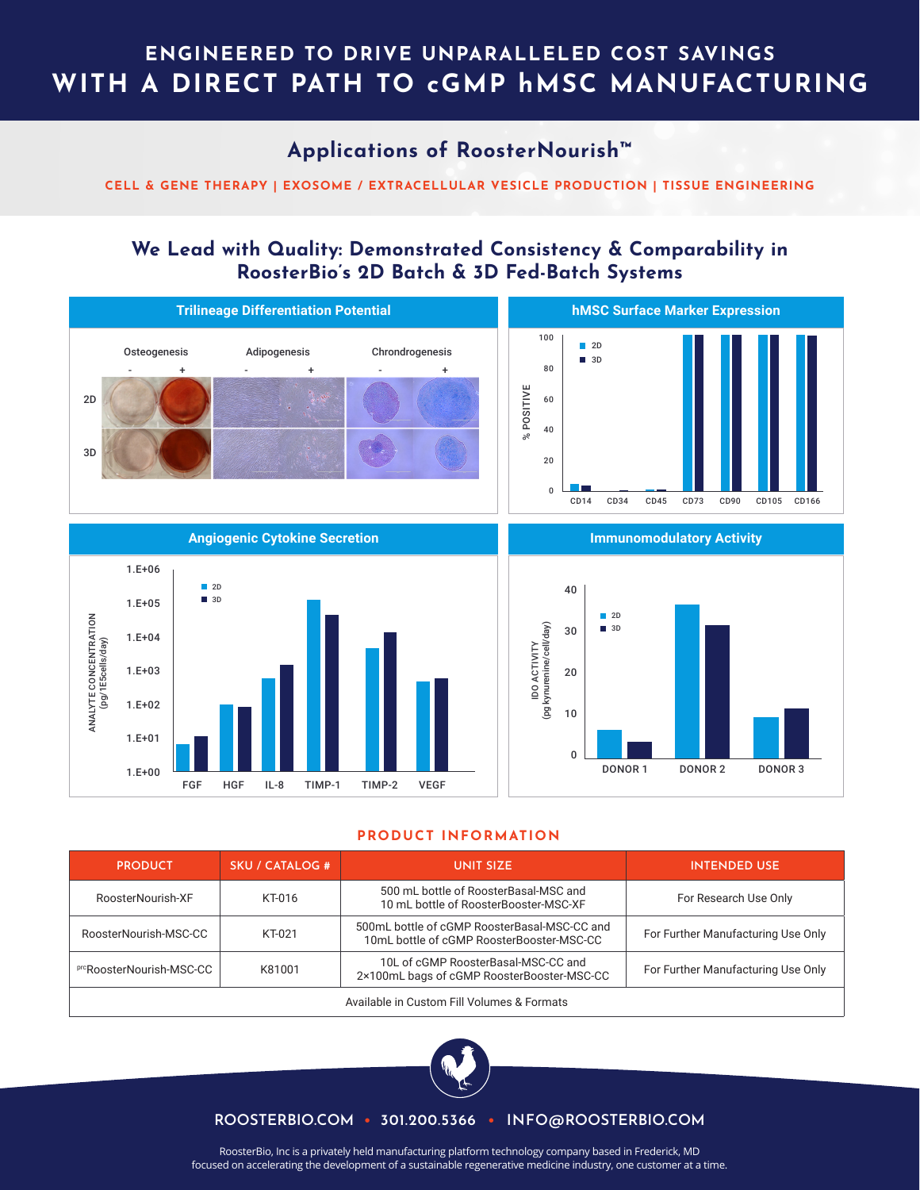# ENGINEERED TO DRIVE UNPARALLELED COST SAVINGS WITH A DIRECT PATH TO cGMP hMSC MANUFACTURING

## Applications of RoosterNourish™

**CELL & GENE THERAPY | EXOSOME / EXTRACELLULAR VESICLE PRODUCTION | TISSUE ENGINEERING**

## We Lead with Quality: Demonstrated Consistency & Comparability in RoosterBio's 2D Batch & 3D Fed-Batch Systems

### Trilineage Differentiation Potential

Osteogenesis
Adipogenesis
Chrondrogenesis
- +
2D
3D

### hMSC Surface Marker Expression

% POSITIVE
0 20 40 60 80 100
2D
3D
CD14 CD34 CD45 CD73 CD90 CD105 CD166

### Angiogenic Cytokine Secretion

ANALYTE CONCENTRATION (pg/1E5cells/day)
1.E+00 1.E+01 1.E+02 1.E+03 1.E+04 1.E+05 1.E+06
2D
3D
FGF HGF IL-8 TIMP-1 TIMP-2 VEGF

### Immunomodulatory Activity

IDO ACTIVITY (pg kynurenine/cell/day)
0 10 20 30 40
2D
3D
DONOR 1 DONOR 2 DONOR 3

## PRODUCT INFORMATION

| PRODUCT | SKU / CATALOG # | UNIT SIZE | INTENDED USE |
|---|---|---|---|
| RoosterNourish-XF | KT-016 | 500 mL bottle of RoosterBasal-MSC and 10 mL bottle of RoosterBooster-MSC-XF | For Research Use Only |
| RoosterNourish-MSC-CC | KT-021 | 500mL bottle of cGMP RoosterBasal-MSC-CC and 10mL bottle of cGMP RoosterBooster-MSC-CC | For Further Manufacturing Use Only |
| [prc]RoosterNourish-MSC-CC | K81001 | 10L of cGMP RoosterBasal-MSC-CC and 2×100mL bags of cGMP RoosterBooster-MSC-CC | For Further Manufacturing Use Only |
| Available in Custom Fill Volumes & Formats | | | |

ROOSTERBIO.COM • 301.200.5366 • INFO@ROOSTERBIO.COM

RoosterBio, Inc is a privately held manufacturing platform technology company based in Frederick, MD focused on accelerating the development of a sustainable regenerative medicine industry, one customer at a time.